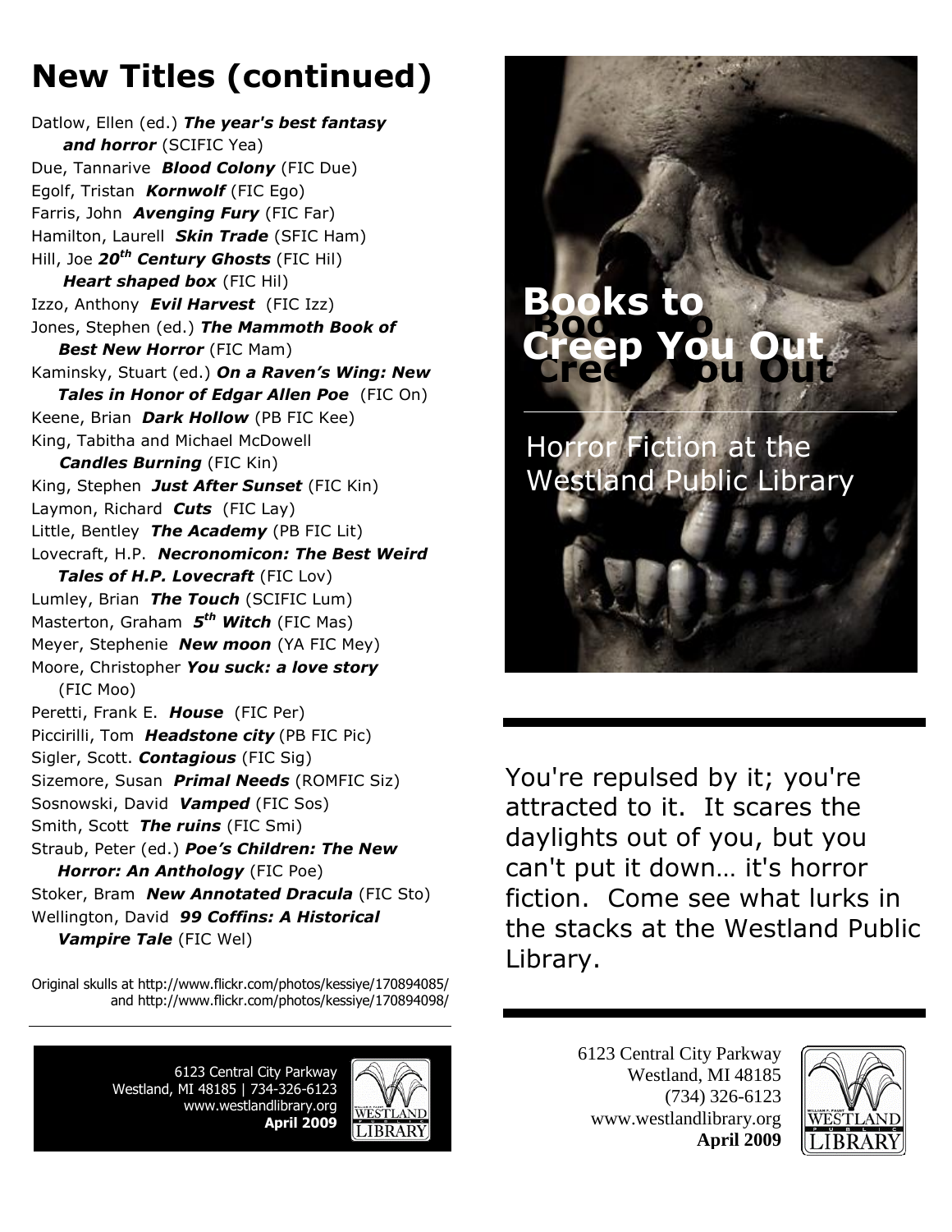# New Titles (continued)

Datlow, Ellen (ed.) ***The year's best fantasy and horror*** (SCIFIC Yea)
Due, Tannarive ***Blood Colony*** (FIC Due)
Egolf, Tristan ***Kornwolf*** (FIC Ego)
Farris, John ***Avenging Fury*** (FIC Far)
Hamilton, Laurell ***Skin Trade*** (SFIC Ham)
Hill, Joe ***20th Century Ghosts*** (FIC Hil)
***Heart shaped box*** (FIC Hil)
Izzo, Anthony ***Evil Harvest*** (FIC Izz)
Jones, Stephen (ed.) ***The Mammoth Book of Best New Horror*** (FIC Mam)
Kaminsky, Stuart (ed.) ***On a Raven's Wing: New Tales in Honor of Edgar Allen Poe*** (FIC On)
Keene, Brian ***Dark Hollow*** (PB FIC Kee)
King, Tabitha and Michael McDowell ***Candles Burning*** (FIC Kin)
King, Stephen ***Just After Sunset*** (FIC Kin)
Laymon, Richard ***Cuts*** (FIC Lay)
Little, Bentley ***The Academy*** (PB FIC Lit)
Lovecraft, H.P. ***Necronomicon: The Best Weird Tales of H.P. Lovecraft*** (FIC Lov)
Lumley, Brian ***The Touch*** (SCIFIC Lum)
Masterton, Graham ***5th Witch*** (FIC Mas)
Meyer, Stephenie ***New moon*** (YA FIC Mey)
Moore, Christopher ***You suck: a love story*** (FIC Moo)
Peretti, Frank E. ***House*** (FIC Per)
Piccirilli, Tom ***Headstone city*** (PB FIC Pic)
Sigler, Scott. ***Contagious*** (FIC Sig)
Sizemore, Susan ***Primal Needs*** (ROMFIC Siz)
Sosnowski, David ***Vamped*** (FIC Sos)
Smith, Scott ***The ruins*** (FIC Smi)
Straub, Peter (ed.) ***Poe's Children: The New Horror: An Anthology*** (FIC Poe)
Stoker, Bram ***New Annotated Dracula*** (FIC Sto)
Wellington, David ***99 Coffins: A Historical Vampire Tale*** (FIC Wel)

Original skulls at http://www.flickr.com/photos/kessiye/170894085/ and http://www.flickr.com/photos/kessiye/170894098/

6123 Central City Parkway
Westland, MI 48185 | 734-326-6123
www.westlandlibrary.org
**April 2009**

# Books to Creep You Out

## Horror Fiction at the Westland Public Library

You're repulsed by it; you're attracted to it. It scares the daylights out of you, but you can't put it down… it's horror fiction. Come see what lurks in the stacks at the Westland Public Library.

6123 Central City Parkway
Westland, MI 48185
(734) 326-6123
www.westlandlibrary.org
**April 2009**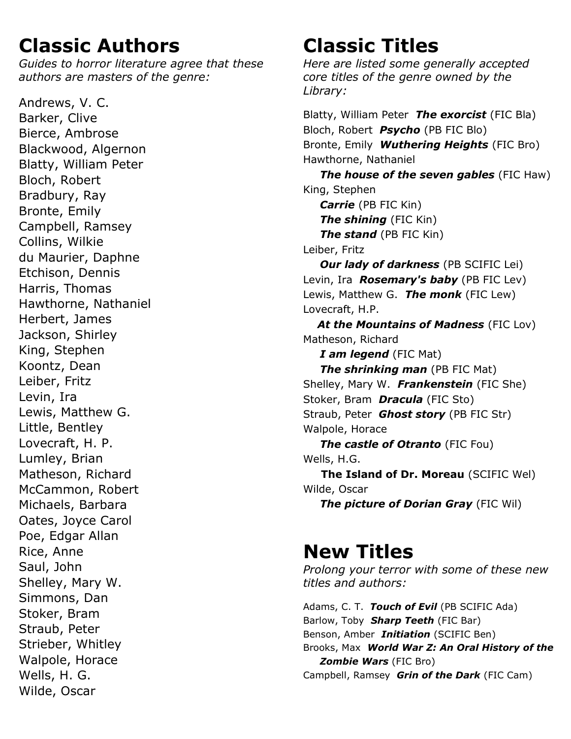# Classic Authors

*Guides to horror literature agree that these authors are masters of the genre:*

Andrews, V. C.
Barker, Clive
Bierce, Ambrose
Blackwood, Algernon
Blatty, William Peter
Bloch, Robert
Bradbury, Ray
Bronte, Emily
Campbell, Ramsey
Collins, Wilkie
du Maurier, Daphne
Etchison, Dennis
Harris, Thomas
Hawthorne, Nathaniel
Herbert, James
Jackson, Shirley
King, Stephen
Koontz, Dean
Leiber, Fritz
Levin, Ira
Lewis, Matthew G.
Little, Bentley
Lovecraft, H. P.
Lumley, Brian
Matheson, Richard
McCammon, Robert
Michaels, Barbara
Oates, Joyce Carol
Poe, Edgar Allan
Rice, Anne
Saul, John
Shelley, Mary W.
Simmons, Dan
Stoker, Bram
Straub, Peter
Strieber, Whitley
Walpole, Horace
Wells, H. G.
Wilde, Oscar

# Classic Titles

*Here are listed some generally accepted core titles of the genre owned by the Library:*

Blatty, William Peter ***The exorcist*** (FIC Bla)
Bloch, Robert ***Psycho*** (PB FIC Blo)
Bronte, Emily ***Wuthering Heights*** (FIC Bro)
Hawthorne, Nathaniel
***The house of the seven gables*** (FIC Haw)
King, Stephen
***Carrie*** (PB FIC Kin)
***The shining*** (FIC Kin)
***The stand*** (PB FIC Kin)
Leiber, Fritz
***Our lady of darkness*** (PB SCIFIC Lei)
Levin, Ira ***Rosemary's baby*** (PB FIC Lev)
Lewis, Matthew G. ***The monk*** (FIC Lew)
Lovecraft, H.P.
***At the Mountains of Madness*** (FIC Lov)
Matheson, Richard
***I am legend*** (FIC Mat)
***The shrinking man*** (PB FIC Mat)
Shelley, Mary W. ***Frankenstein*** (FIC She)
Stoker, Bram ***Dracula*** (FIC Sto)
Straub, Peter ***Ghost story*** (PB FIC Str)
Walpole, Horace
***The castle of Otranto*** (FIC Fou)
Wells, H.G.
**The Island of Dr. Moreau** (SCIFIC Wel)
Wilde, Oscar
***The picture of Dorian Gray*** (FIC Wil)

# New Titles

*Prolong your terror with some of these new titles and authors:*

Adams, C. T. ***Touch of Evil*** (PB SCIFIC Ada)
Barlow, Toby ***Sharp Teeth*** (FIC Bar)
Benson, Amber ***Initiation*** (SCIFIC Ben)
Brooks, Max ***World War Z: An Oral History of the Zombie Wars*** (FIC Bro)
Campbell, Ramsey ***Grin of the Dark*** (FIC Cam)